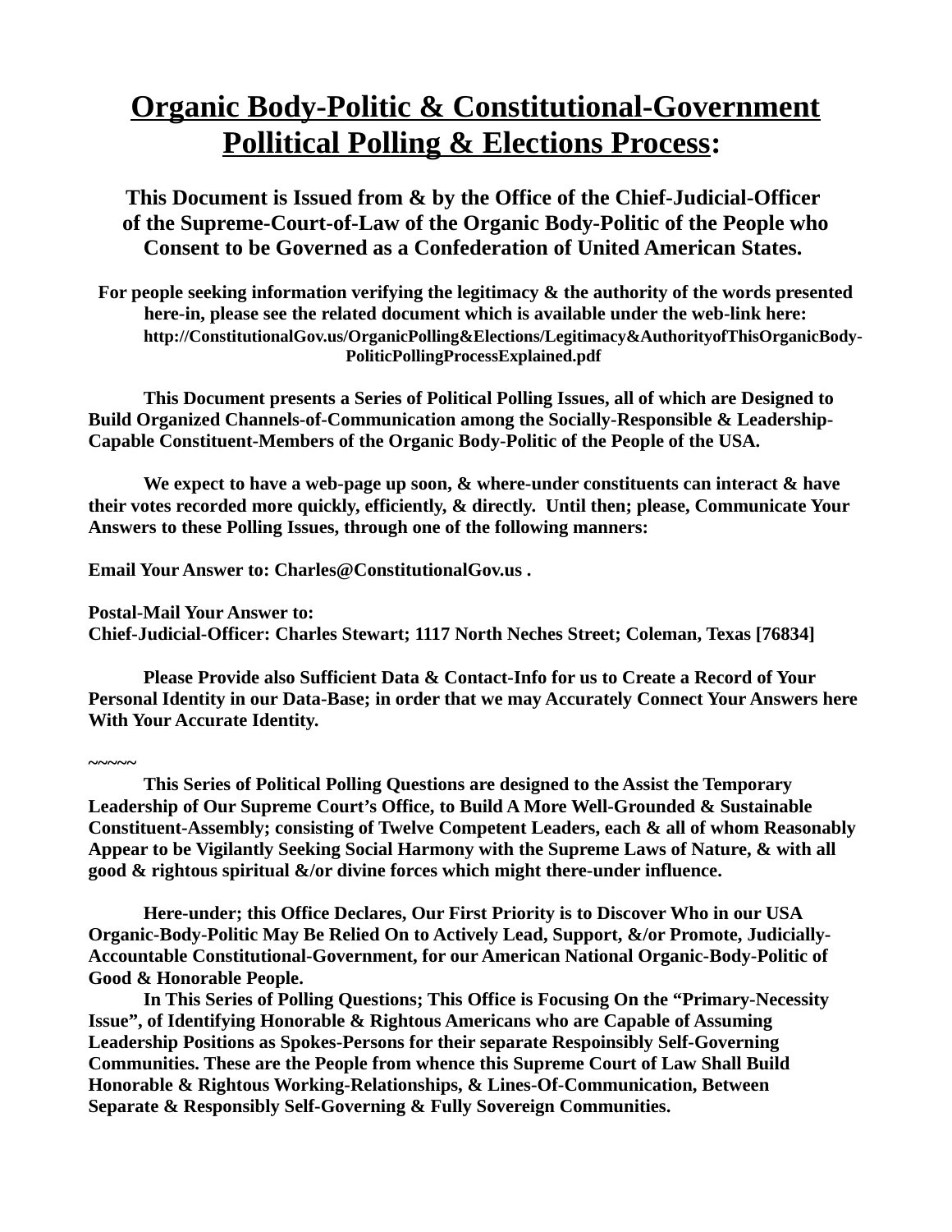# Organic Body-Politic & Constitutional-Government Pollitical Polling & Elections Process:

## This Document is Issued from & by the Office of the Chief-Judicial-Officer of the Supreme-Court-of-Law of the Organic Body-Politic of the People who Consent to be Governed as a Confederation of United American States.

**For people seeking information verifying the legitimacy & the authority of the words presented here-in, please see the related document which is available under the web-link here: http://ConstitutionalGov.us/OrganicPolling&Elections/Legitimacy&AuthorityofThisOrganicBody-PoliticPollingProcessExplained.pdf**

**This Document presents a Series of Political Polling Issues, all of which are Designed to Build Organized Channels-of-Communication among the Socially-Responsible & Leadership-Capable Constituent-Members of the Organic Body-Politic of the People of the USA.**

**We expect to have a web-page up soon, & where-under constituents can interact & have their votes recorded more quickly, efficiently, & directly. Until then; please, Communicate Your Answers to these Polling Issues, through one of the following manners:**

**Email Your Answer to: Charles@ConstitutionalGov.us .**

**Postal-Mail Your Answer to:**
**Chief-Judicial-Officer: Charles Stewart; 1117 North Neches Street; Coleman, Texas [76834]**

**Please Provide also Sufficient Data & Contact-Info for us to Create a Record of Your Personal Identity in our Data-Base; in order that we may Accurately Connect Your Answers here With Your Accurate Identity.**

~~~~~

**This Series of Political Polling Questions are designed to the Assist the Temporary Leadership of Our Supreme Court's Office, to Build A More Well-Grounded & Sustainable Constituent-Assembly; consisting of Twelve Competent Leaders, each & all of whom Reasonably Appear to be Vigilantly Seeking Social Harmony with the Supreme Laws of Nature, & with all good & rightous spiritual &/or divine forces which might there-under influence.**

**Here-under; this Office Declares, Our First Priority is to Discover Who in our USA Organic-Body-Politic May Be Relied On to Actively Lead, Support, &/or Promote, Judicially-Accountable Constitutional-Government, for our American National Organic-Body-Politic of Good & Honorable People.**

**In This Series of Polling Questions; This Office is Focusing On the "Primary-Necessity Issue", of Identifying Honorable & Rightous Americans who are Capable of Assuming Leadership Positions as Spokes-Persons for their separate Respoinsibly Self-Governing Communities. These are the People from whence this Supreme Court of Law Shall Build Honorable & Rightous Working-Relationships, & Lines-Of-Communication, Between Separate & Responsibly Self-Governing & Fully Sovereign Communities.**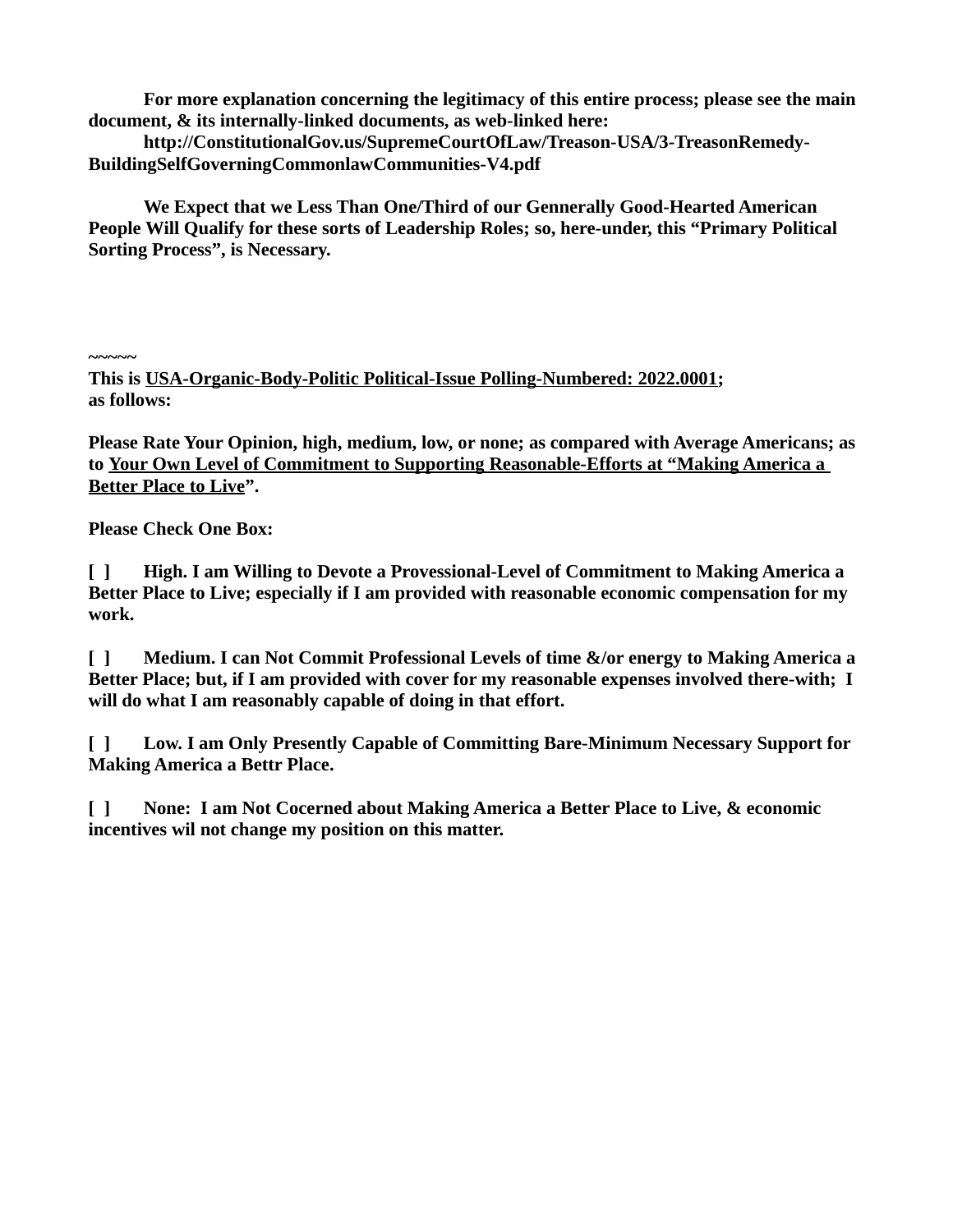**For more explanation concerning the legitimacy of this entire process; please see the main document, & its internally-linked documents, as web-linked here:**
**http://ConstitutionalGov.us/SupremeCourtOfLaw/Treason-USA/3-TreasonRemedy-BuildingSelfGoverningCommonlawCommunities-V4.pdf**

**We Expect that we Less Than One/Third of our Gennerally Good-Hearted American People Will Qualify for these sorts of Leadership Roles; so, here-under, this "Primary Political Sorting Process", is Necessary.**

**~~~~~**
**This is USA-Organic-Body-Politic Political-Issue Polling-Numbered: 2022.0001;**
**as follows:**

**Please Rate Your Opinion, high, medium, low, or none; as compared with Average Americans; as to Your Own Level of Commitment to Supporting Reasonable-Efforts at "Making America a Better Place to Live".**

**Please Check One Box:**

**[ ] High. I am Willing to Devote a Provessional-Level of Commitment to Making America a Better Place to Live; especially if I am provided with reasonable economic compensation for my work.**

**[ ] Medium. I can Not Commit Professional Levels of time &/or energy to Making America a Better Place; but, if I am provided with cover for my reasonable expenses involved there-with; I will do what I am reasonably capable of doing in that effort.**

**[ ] Low. I am Only Presently Capable of Committing Bare-Minimum Necessary Support for Making America a Bettr Place.**

**[ ] None: I am Not Cocerned about Making America a Better Place to Live, & economic incentives wil not change my position on this matter.**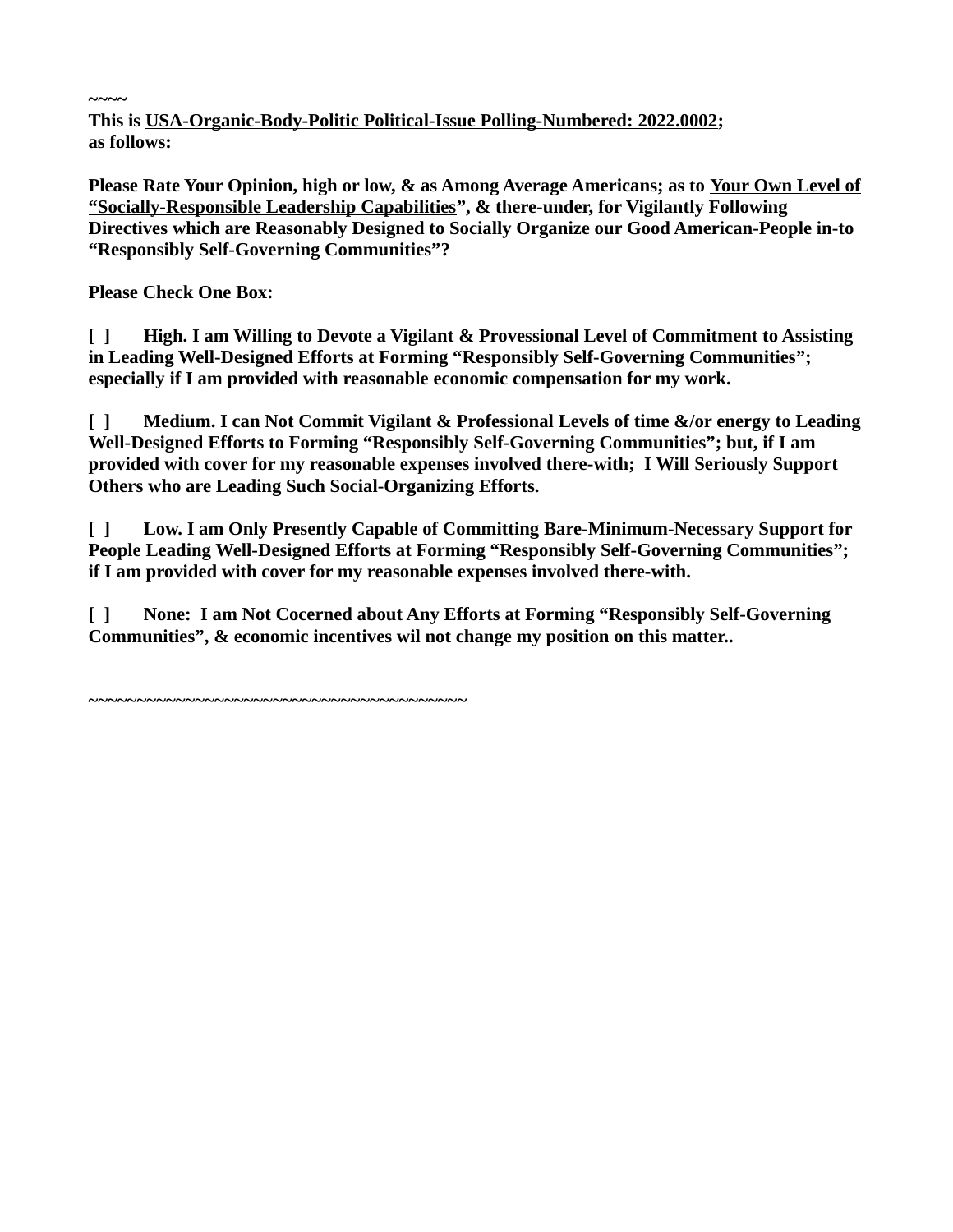~~~~

**This is <u>USA-Organic-Body-Politic Political-Issue Polling-Numbered: 2022.0002</u>;**
**as follows:**

**Please Rate Your Opinion, high or low, & as Among Average Americans; as to <u>Your Own Level of "Socially-Responsible Leadership Capabilities</u>", & there-under, for Vigilantly Following Directives which are Reasonably Designed to Socially Organize our Good American-People in-to "Responsibly Self-Governing Communities"?**

**Please Check One Box:**

**[ ] High. I am Willing to Devote a Vigilant & Provessional Level of Commitment to Assisting in Leading Well-Designed Efforts at Forming "Responsibly Self-Governing Communities"; especially if I am provided with reasonable economic compensation for my work.**

**[ ] Medium. I can Not Commit Vigilant & Professional Levels of time &/or energy to Leading Well-Designed Efforts to Forming "Responsibly Self-Governing Communities"; but, if I am provided with cover for my reasonable expenses involved there-with; I Will Seriously Support Others who are Leading Such Social-Organizing Efforts.**

**[ ] Low. I am Only Presently Capable of Committing Bare-Minimum-Necessary Support for People Leading Well-Designed Efforts at Forming "Responsibly Self-Governing Communities"; if I am provided with cover for my reasonable expenses involved there-with.**

**[ ] None: I am Not Cocerned about Any Efforts at Forming "Responsibly Self-Governing Communities", & economic incentives wil not change my position on this matter..**

~~~~~~~~~~~~~~~~~~~~~~~~~~~~~~~~~~~~~~~~~~